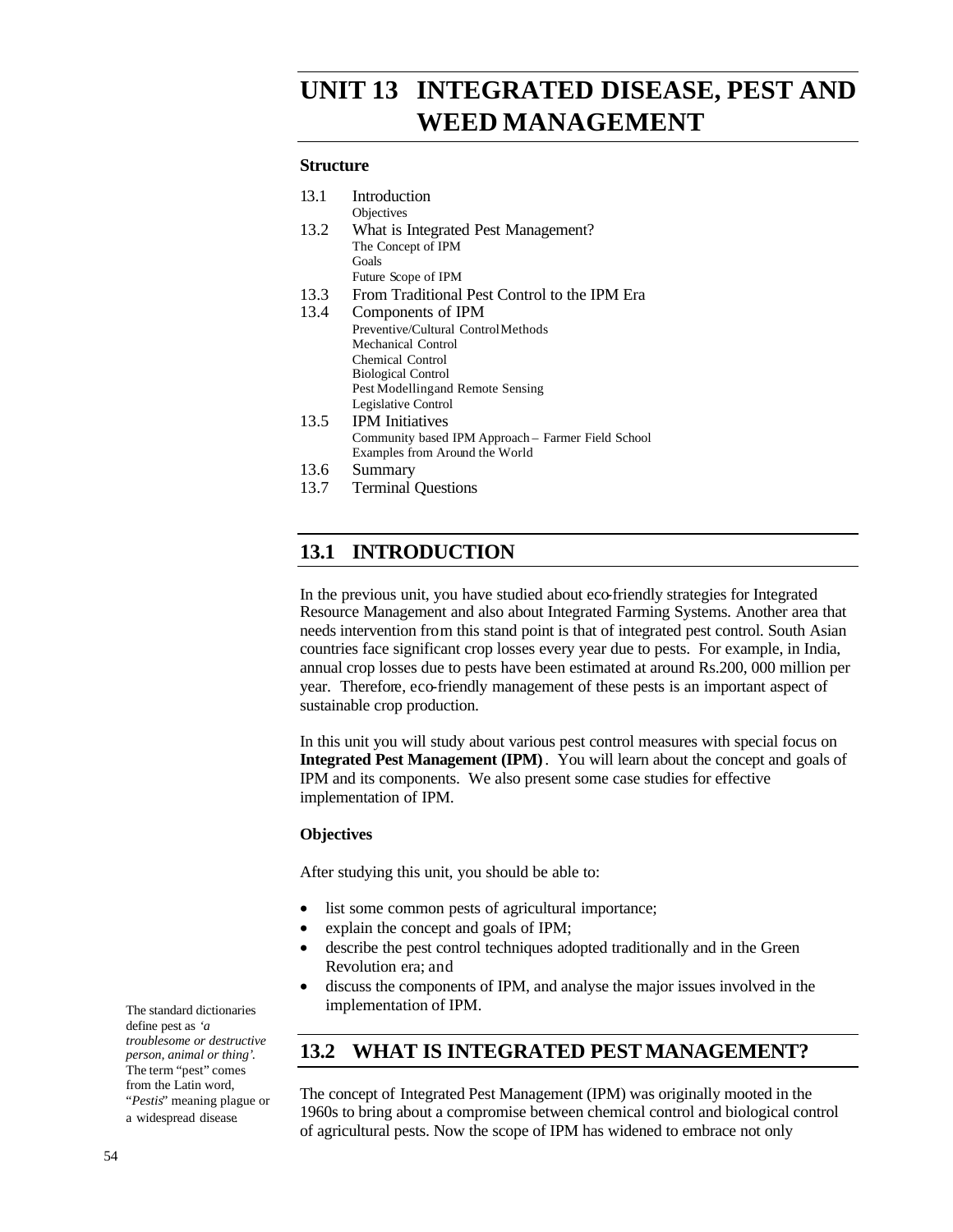// Transcription of page 1 (Unit 13, Integrated Disease, Pest and Weed Management)
# UNIT 13 INTEGRATED DISEASE, PEST AND WEED MANAGEMENT

### Structure

13.1 Introduction
- Objectives

13.2 What is Integrated Pest Management?
- The Concept of IPM
- Goals
- Future Scope of IPM

13.3 From Traditional Pest Control to the IPM Era

13.4 Components of IPM
- Preventive/Cultural Control Methods
- Mechanical Control
- Chemical Control
- Biological Control
- Pest Modelling and Remote Sensing
- Legislative Control

13.5 IPM Initiatives
- Community based IPM Approach – Farmer Field School
- Examples from Around the World

13.6 Summary

13.7 Terminal Questions

## 13.1 INTRODUCTION

In the previous unit, you have studied about eco-friendly strategies for Integrated Resource Management and also about Integrated Farming Systems. Another area that needs intervention from this stand point is that of integrated pest control. South Asian countries face significant crop losses every year due to pests. For example, in India, annual crop losses due to pests have been estimated at around Rs.200, 000 million per year. Therefore, eco-friendly management of these pests is an important aspect of sustainable crop production.

In this unit you will study about various pest control measures with special focus on **Integrated Pest Management (IPM)**. You will learn about the concept and goals of IPM and its components. We also present some case studies for effective implementation of IPM.

### Objectives

After studying this unit, you should be able to:

- list some common pests of agricultural importance;
- explain the concept and goals of IPM;
- describe the pest control techniques adopted traditionally and in the Green Revolution era; and
- discuss the components of IPM, and analyse the major issues involved in the implementation of IPM.

The standard dictionaries define pest as *'a troublesome or destructive person, animal or thing'*. The term "pest" comes from the Latin word, "*Pestis*" meaning plague or a widespread disease.

## 13.2 WHAT IS INTEGRATED PEST MANAGEMENT?

The concept of Integrated Pest Management (IPM) was originally mooted in the 1960s to bring about a compromise between chemical control and biological control of agricultural pests. Now the scope of IPM has widened to embrace not only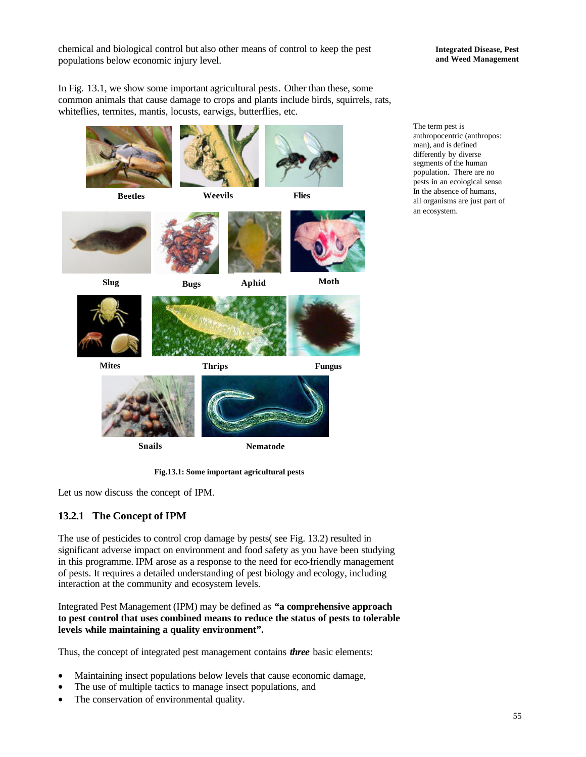chemical and biological control but also other means of control to keep the pest populations below economic injury level.

In Fig. 13.1, we show some important agricultural pests. Other than these, some common animals that cause damage to crops and plants include birds, squirrels, rats, whiteflies, termites, mantis, locusts, earwigs, butterflies, etc.

The term pest is anthropocentric (anthropos: man), and is defined differently by diverse segments of the human population. There are no pests in an ecological sense. In the absence of humans, all organisms are just part of an ecosystem.

Beetles    Weevils    Flies

Slug    Bugs    Aphid    Moth

Mites    Thrips    Fungus

Snails    Nematode

**Fig.13.1: Some important agricultural pests**

Let us now discuss the concept of IPM.

### 13.2.1 The Concept of IPM

The use of pesticides to control crop damage by pests( see Fig. 13.2) resulted in significant adverse impact on environment and food safety as you have been studying in this programme. IPM arose as a response to the need for eco-friendly management of pests. It requires a detailed understanding of pest biology and ecology, including interaction at the community and ecosystem levels.

Integrated Pest Management (IPM) may be defined as **"a comprehensive approach to pest control that uses combined means to reduce the status of pests to tolerable levels while maintaining a quality environment".**

Thus, the concept of integrated pest management contains ***three*** basic elements:

- Maintaining insect populations below levels that cause economic damage,
- The use of multiple tactics to manage insect populations, and
- The conservation of environmental quality.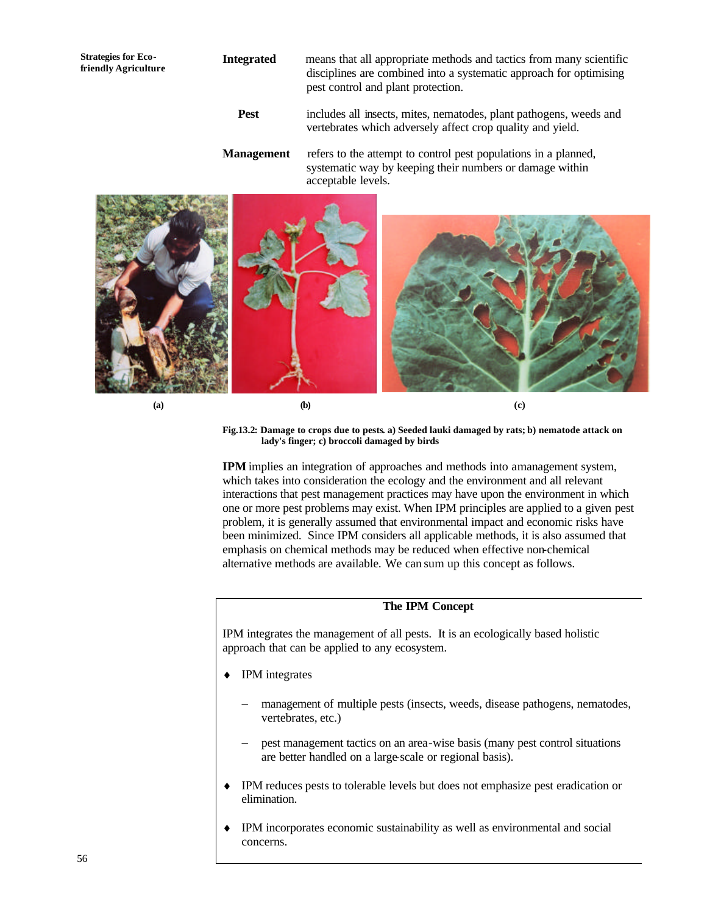**Integrated** means that all appropriate methods and tactics from many scientific disciplines are combined into a systematic approach for optimising pest control and plant protection.

**Pest** includes all insects, mites, nematodes, plant pathogens, weeds and vertebrates which adversely affect crop quality and yield.

**Management** refers to the attempt to control pest populations in a planned, systematic way by keeping their numbers or damage within acceptable levels.

(a) (b) (c)

**Fig.13.2: Damage to crops due to pests. a) Seeded lauki damaged by rats; b) nematode attack on lady's finger; c) broccoli damaged by birds**

**IPM** implies an integration of approaches and methods into a management system, which takes into consideration the ecology and the environment and all relevant interactions that pest management practices may have upon the environment in which one or more pest problems may exist. When IPM principles are applied to a given pest problem, it is generally assumed that environmental impact and economic risks have been minimized. Since IPM considers all applicable methods, it is also assumed that emphasis on chemical methods may be reduced when effective non-chemical alternative methods are available. We can sum up this concept as follows.

**The IPM Concept**

IPM integrates the management of all pests. It is an ecologically based holistic approach that can be applied to any ecosystem.

- IPM integrates
  - management of multiple pests (insects, weeds, disease pathogens, nematodes, vertebrates, etc.)
  - pest management tactics on an area-wise basis (many pest control situations are better handled on a large-scale or regional basis).
- IPM reduces pests to tolerable levels but does not emphasize pest eradication or elimination.
- IPM incorporates economic sustainability as well as environmental and social concerns.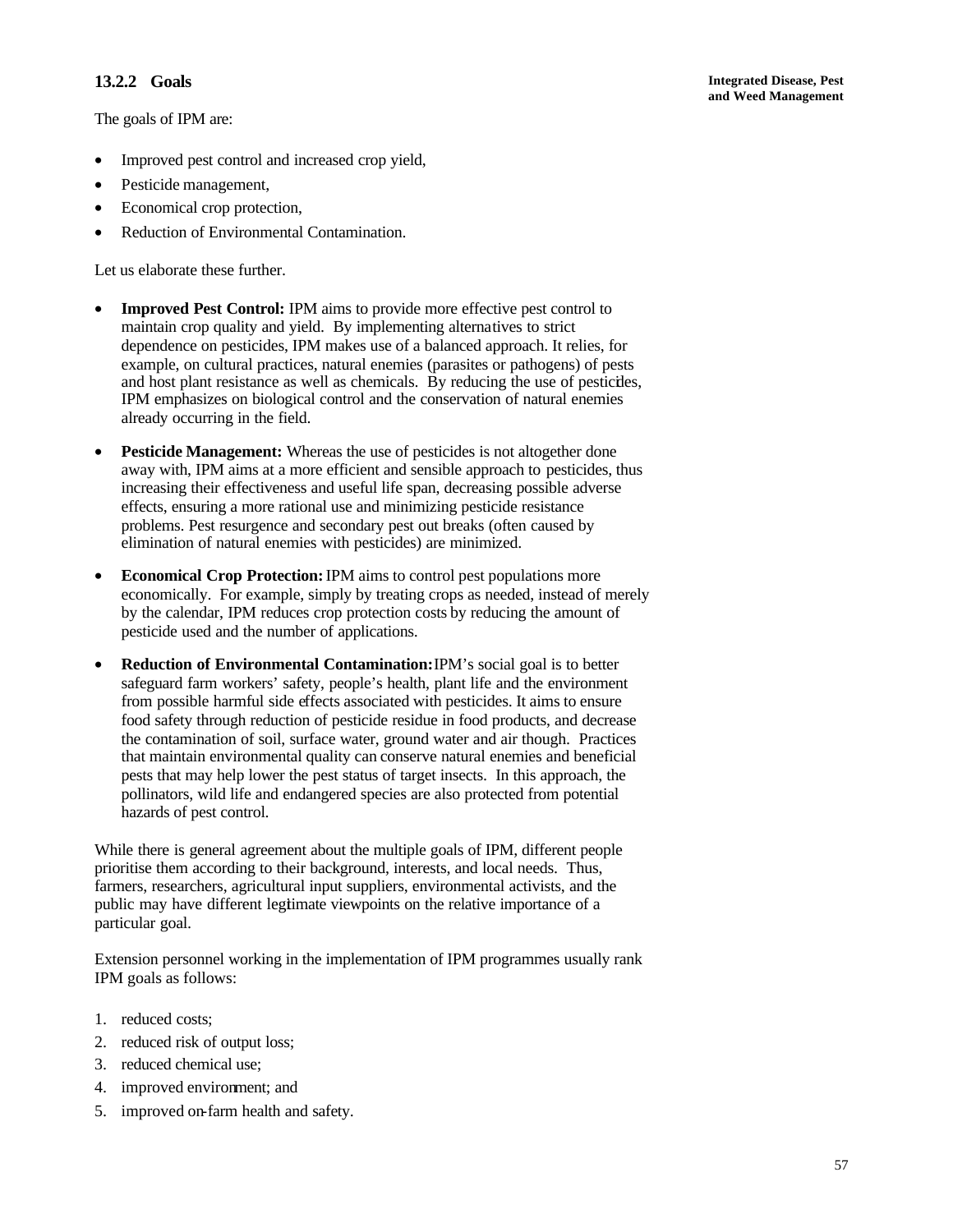### 13.2.2 Goals

The goals of IPM are:

- Improved pest control and increased crop yield,
- Pesticide management,
- Economical crop protection,
- Reduction of Environmental Contamination.

Let us elaborate these further.

- **Improved Pest Control:** IPM aims to provide more effective pest control to maintain crop quality and yield. By implementing alternatives to strict dependence on pesticides, IPM makes use of a balanced approach. It relies, for example, on cultural practices, natural enemies (parasites or pathogens) of pests and host plant resistance as well as chemicals. By reducing the use of pesticides, IPM emphasizes on biological control and the conservation of natural enemies already occurring in the field.
- **Pesticide Management:** Whereas the use of pesticides is not altogether done away with, IPM aims at a more efficient and sensible approach to pesticides, thus increasing their effectiveness and useful life span, decreasing possible adverse effects, ensuring a more rational use and minimizing pesticide resistance problems. Pest resurgence and secondary pest out breaks (often caused by elimination of natural enemies with pesticides) are minimized.
- **Economical Crop Protection:** IPM aims to control pest populations more economically. For example, simply by treating crops as needed, instead of merely by the calendar, IPM reduces crop protection costs by reducing the amount of pesticide used and the number of applications.
- **Reduction of Environmental Contamination:** IPM's social goal is to better safeguard farm workers' safety, people's health, plant life and the environment from possible harmful side effects associated with pesticides. It aims to ensure food safety through reduction of pesticide residue in food products, and decrease the contamination of soil, surface water, ground water and air though. Practices that maintain environmental quality can conserve natural enemies and beneficial pests that may help lower the pest status of target insects. In this approach, the pollinators, wild life and endangered species are also protected from potential hazards of pest control.

While there is general agreement about the multiple goals of IPM, different people prioritise them according to their background, interests, and local needs. Thus, farmers, researchers, agricultural input suppliers, environmental activists, and the public may have different legitimate viewpoints on the relative importance of a particular goal.

Extension personnel working in the implementation of IPM programmes usually rank IPM goals as follows:

1. reduced costs;
2. reduced risk of output loss;
3. reduced chemical use;
4. improved environment; and
5. improved on-farm health and safety.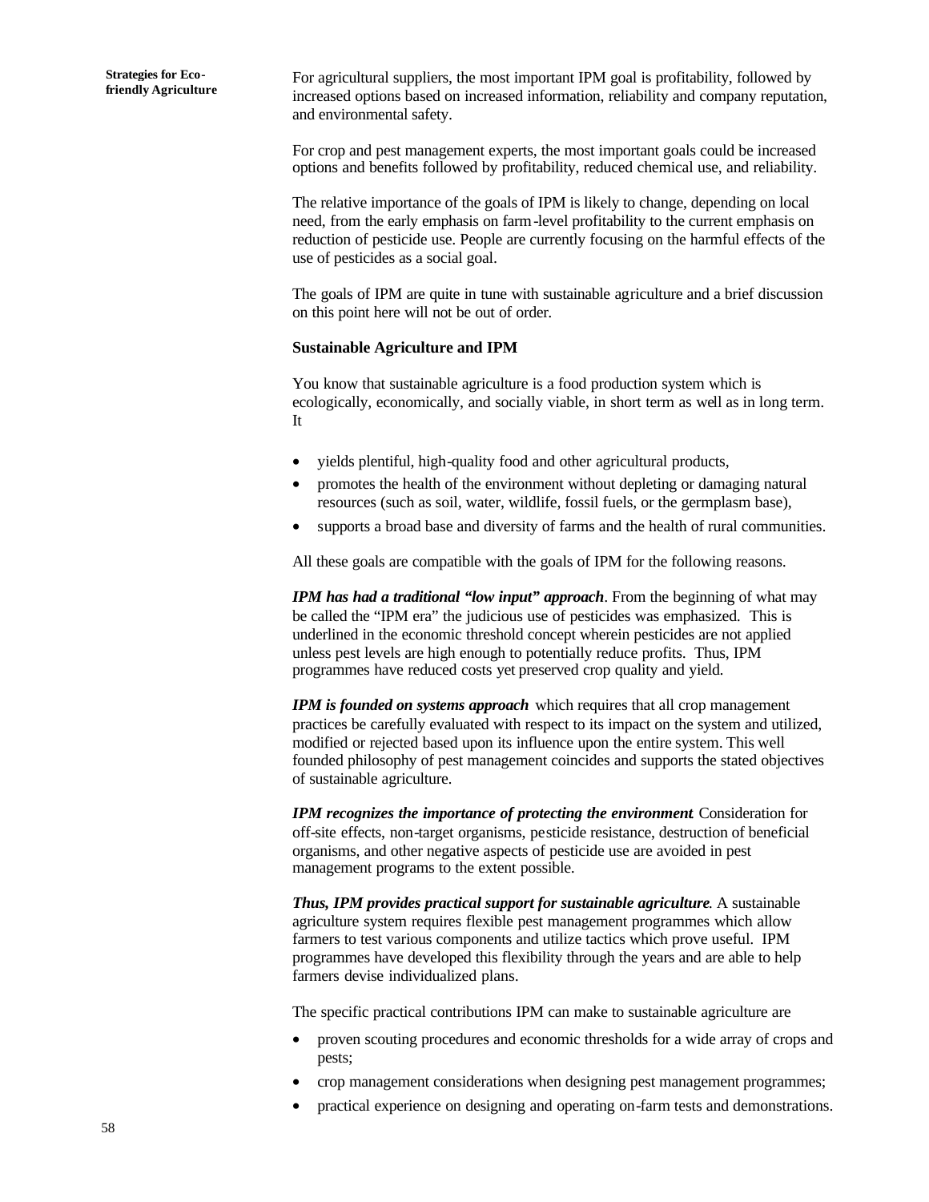For agricultural suppliers, the most important IPM goal is profitability, followed by increased options based on increased information, reliability and company reputation, and environmental safety.

For crop and pest management experts, the most important goals could be increased options and benefits followed by profitability, reduced chemical use, and reliability.

The relative importance of the goals of IPM is likely to change, depending on local need, from the early emphasis on farm-level profitability to the current emphasis on reduction of pesticide use. People are currently focusing on the harmful effects of the use of pesticides as a social goal.

The goals of IPM are quite in tune with sustainable agriculture and a brief discussion on this point here will not be out of order.

### Sustainable Agriculture and IPM

You know that sustainable agriculture is a food production system which is ecologically, economically, and socially viable, in short term as well as in long term. It

- yields plentiful, high-quality food and other agricultural products,
- promotes the health of the environment without depleting or damaging natural resources (such as soil, water, wildlife, fossil fuels, or the germplasm base),
- supports a broad base and diversity of farms and the health of rural communities.

All these goals are compatible with the goals of IPM for the following reasons.

***IPM has had a traditional "low input" approach***. From the beginning of what may be called the "IPM era" the judicious use of pesticides was emphasized. This is underlined in the economic threshold concept wherein pesticides are not applied unless pest levels are high enough to potentially reduce profits. Thus, IPM programmes have reduced costs yet preserved crop quality and yield.

***IPM is founded on systems approach*** which requires that all crop management practices be carefully evaluated with respect to its impact on the system and utilized, modified or rejected based upon its influence upon the entire system. This well founded philosophy of pest management coincides and supports the stated objectives of sustainable agriculture.

***IPM recognizes the importance of protecting the environment***. Consideration for off-site effects, non-target organisms, pesticide resistance, destruction of beneficial organisms, and other negative aspects of pesticide use are avoided in pest management programs to the extent possible.

***Thus, IPM provides practical support for sustainable agriculture***. A sustainable agriculture system requires flexible pest management programmes which allow farmers to test various components and utilize tactics which prove useful. IPM programmes have developed this flexibility through the years and are able to help farmers devise individualized plans.

The specific practical contributions IPM can make to sustainable agriculture are

- proven scouting procedures and economic thresholds for a wide array of crops and pests;
- crop management considerations when designing pest management programmes;
- practical experience on designing and operating on-farm tests and demonstrations.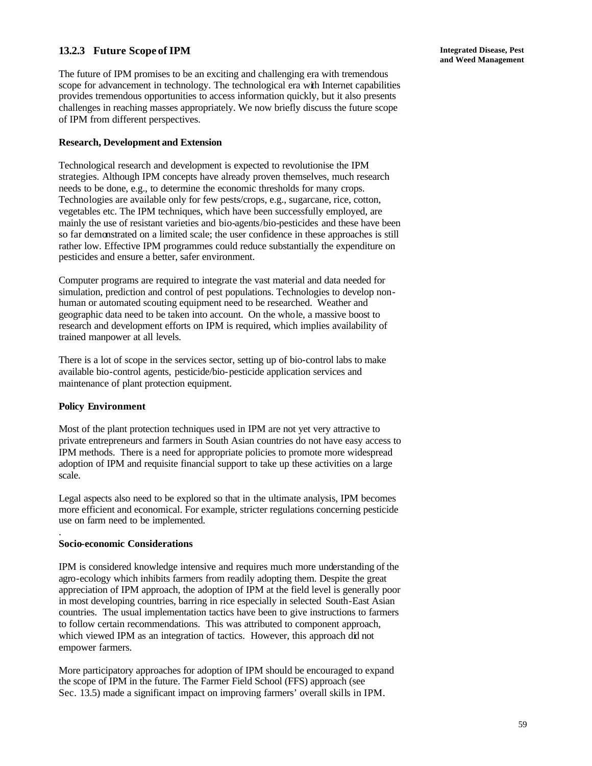### 13.2.3 Future Scope of IPM

The future of IPM promises to be an exciting and challenging era with tremendous scope for advancement in technology. The technological era with Internet capabilities provides tremendous opportunities to access information quickly, but it also presents challenges in reaching masses appropriately. We now briefly discuss the future scope of IPM from different perspectives.

**Research, Development and Extension**

Technological research and development is expected to revolutionise the IPM strategies. Although IPM concepts have already proven themselves, much research needs to be done, e.g., to determine the economic thresholds for many crops. Technologies are available only for few pests/crops, e.g., sugarcane, rice, cotton, vegetables etc. The IPM techniques, which have been successfully employed, are mainly the use of resistant varieties and bio-agents/bio-pesticides and these have been so far demonstrated on a limited scale; the user confidence in these approaches is still rather low. Effective IPM programmes could reduce substantially the expenditure on pesticides and ensure a better, safer environment.

Computer programs are required to integrate the vast material and data needed for simulation, prediction and control of pest populations. Technologies to develop non-human or automated scouting equipment need to be researched. Weather and geographic data need to be taken into account. On the whole, a massive boost to research and development efforts on IPM is required, which implies availability of trained manpower at all levels.

There is a lot of scope in the services sector, setting up of bio-control labs to make available bio-control agents, pesticide/bio-pesticide application services and maintenance of plant protection equipment.

**Policy Environment**

Most of the plant protection techniques used in IPM are not yet very attractive to private entrepreneurs and farmers in South Asian countries do not have easy access to IPM methods. There is a need for appropriate policies to promote more widespread adoption of IPM and requisite financial support to take up these activities on a large scale.

Legal aspects also need to be explored so that in the ultimate analysis, IPM becomes more efficient and economical. For example, stricter regulations concerning pesticide use on farm need to be implemented.

**Socio-economic Considerations**

IPM is considered knowledge intensive and requires much more understanding of the agro-ecology which inhibits farmers from readily adopting them. Despite the great appreciation of IPM approach, the adoption of IPM at the field level is generally poor in most developing countries, barring in rice especially in selected South-East Asian countries. The usual implementation tactics have been to give instructions to farmers to follow certain recommendations. This was attributed to component approach, which viewed IPM as an integration of tactics. However, this approach did not empower farmers.

More participatory approaches for adoption of IPM should be encouraged to expand the scope of IPM in the future. The Farmer Field School (FFS) approach (see Sec. 13.5) made a significant impact on improving farmers' overall skills in IPM.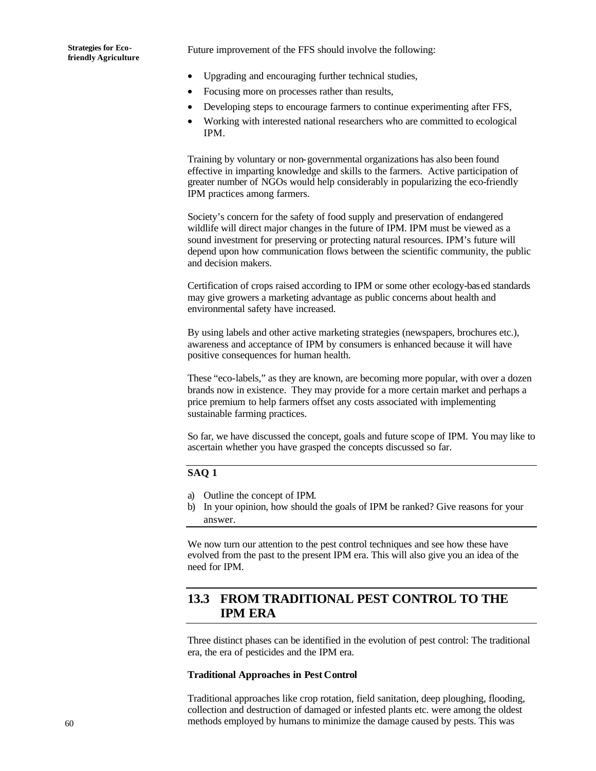Future improvement of the FFS should involve the following:

- Upgrading and encouraging further technical studies,
- Focusing more on processes rather than results,
- Developing steps to encourage farmers to continue experimenting after FFS,
- Working with interested national researchers who are committed to ecological IPM.

Training by voluntary or non-governmental organizations has also been found effective in imparting knowledge and skills to the farmers. Active participation of greater number of NGOs would help considerably in popularizing the eco-friendly IPM practices among farmers.

Society's concern for the safety of food supply and preservation of endangered wildlife will direct major changes in the future of IPM. IPM must be viewed as a sound investment for preserving or protecting natural resources. IPM's future will depend upon how communication flows between the scientific community, the public and decision makers.

Certification of crops raised according to IPM or some other ecology-based standards may give growers a marketing advantage as public concerns about health and environmental safety have increased.

By using labels and other active marketing strategies (newspapers, brochures etc.), awareness and acceptance of IPM by consumers is enhanced because it will have positive consequences for human health.

These "eco-labels," as they are known, are becoming more popular, with over a dozen brands now in existence. They may provide for a more certain market and perhaps a price premium to help farmers offset any costs associated with implementing sustainable farming practices.

So far, we have discussed the concept, goals and future scope of IPM. You may like to ascertain whether you have grasped the concepts discussed so far.

**SAQ 1**

a) Outline the concept of IPM.
b) In your opinion, how should the goals of IPM be ranked? Give reasons for your answer.

We now turn our attention to the pest control techniques and see how these have evolved from the past to the present IPM era. This will also give you an idea of the need for IPM.

## 13.3 FROM TRADITIONAL PEST CONTROL TO THE IPM ERA

Three distinct phases can be identified in the evolution of pest control: The traditional era, the era of pesticides and the IPM era.

**Traditional Approaches in Pest Control**

Traditional approaches like crop rotation, field sanitation, deep ploughing, flooding, collection and destruction of damaged or infested plants etc. were among the oldest methods employed by humans to minimize the damage caused by pests. This was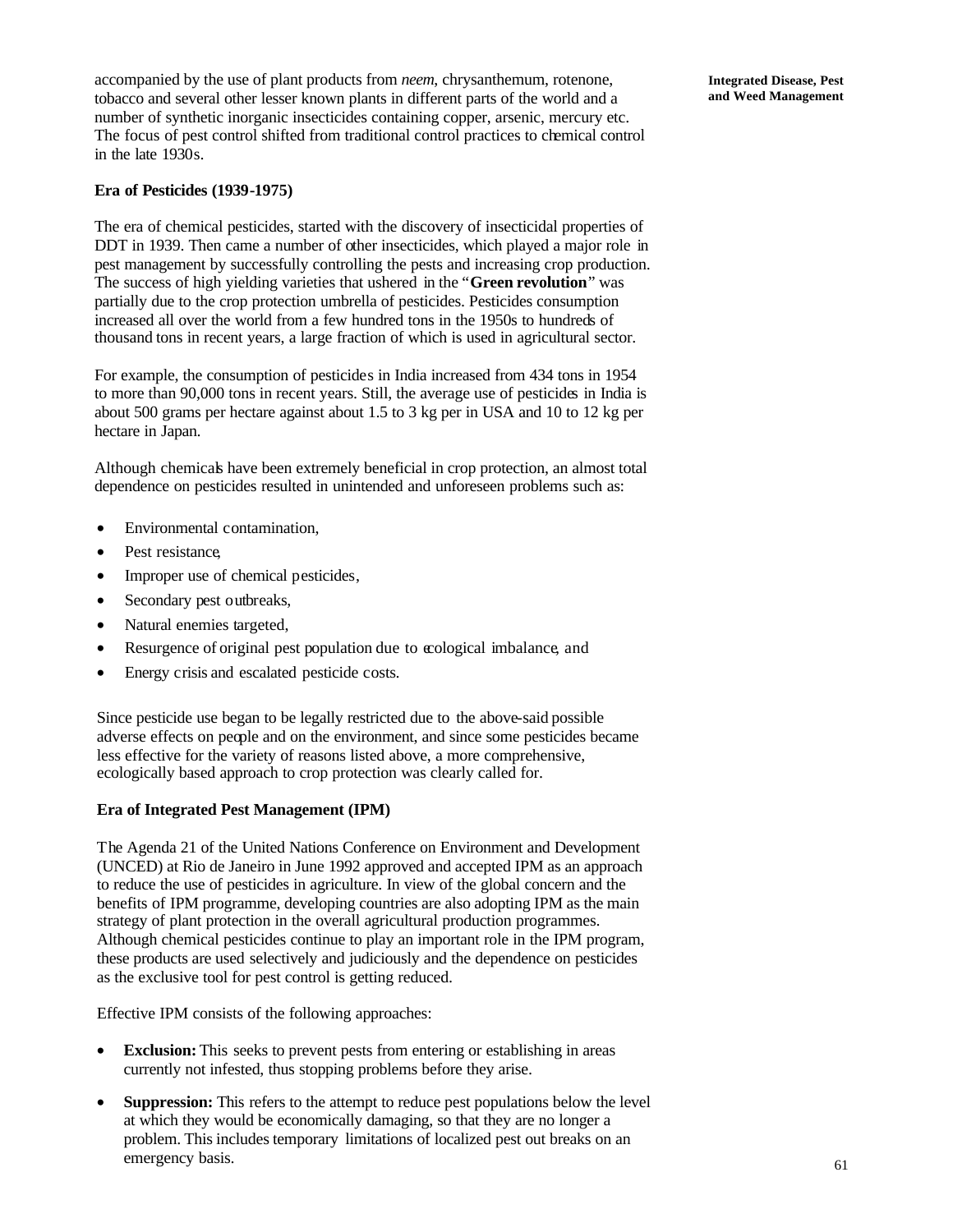accompanied by the use of plant products from *neem*, chrysanthemum, rotenone, tobacco and several other lesser known plants in different parts of the world and a number of synthetic inorganic insecticides containing copper, arsenic, mercury etc. The focus of pest control shifted from traditional control practices to chemical control in the late 1930s.

**Era of Pesticides (1939-1975)**

The era of chemical pesticides, started with the discovery of insecticidal properties of DDT in 1939. Then came a number of other insecticides, which played a major role in pest management by successfully controlling the pests and increasing crop production. The success of high yielding varieties that ushered in the "**Green revolution**" was partially due to the crop protection umbrella of pesticides. Pesticides consumption increased all over the world from a few hundred tons in the 1950s to hundreds of thousand tons in recent years, a large fraction of which is used in agricultural sector.

For example, the consumption of pesticides in India increased from 434 tons in 1954 to more than 90,000 tons in recent years. Still, the average use of pesticides in India is about 500 grams per hectare against about 1.5 to 3 kg per in USA and 10 to 12 kg per hectare in Japan.

Although chemicals have been extremely beneficial in crop protection, an almost total dependence on pesticides resulted in unintended and unforeseen problems such as:

- Environmental contamination,
- Pest resistance,
- Improper use of chemical pesticides,
- Secondary pest outbreaks,
- Natural enemies targeted,
- Resurgence of original pest population due to ecological imbalance, and
- Energy crisis and escalated pesticide costs.

Since pesticide use began to be legally restricted due to the above-said possible adverse effects on people and on the environment, and since some pesticides became less effective for the variety of reasons listed above, a more comprehensive, ecologically based approach to crop protection was clearly called for.

**Era of Integrated Pest Management (IPM)**

The Agenda 21 of the United Nations Conference on Environment and Development (UNCED) at Rio de Janeiro in June 1992 approved and accepted IPM as an approach to reduce the use of pesticides in agriculture. In view of the global concern and the benefits of IPM programme, developing countries are also adopting IPM as the main strategy of plant protection in the overall agricultural production programmes. Although chemical pesticides continue to play an important role in the IPM program, these products are used selectively and judiciously and the dependence on pesticides as the exclusive tool for pest control is getting reduced.

Effective IPM consists of the following approaches:

- **Exclusion:** This seeks to prevent pests from entering or establishing in areas currently not infested, thus stopping problems before they arise.
- **Suppression:** This refers to the attempt to reduce pest populations below the level at which they would be economically damaging, so that they are no longer a problem. This includes temporary limitations of localized pest out breaks on an emergency basis.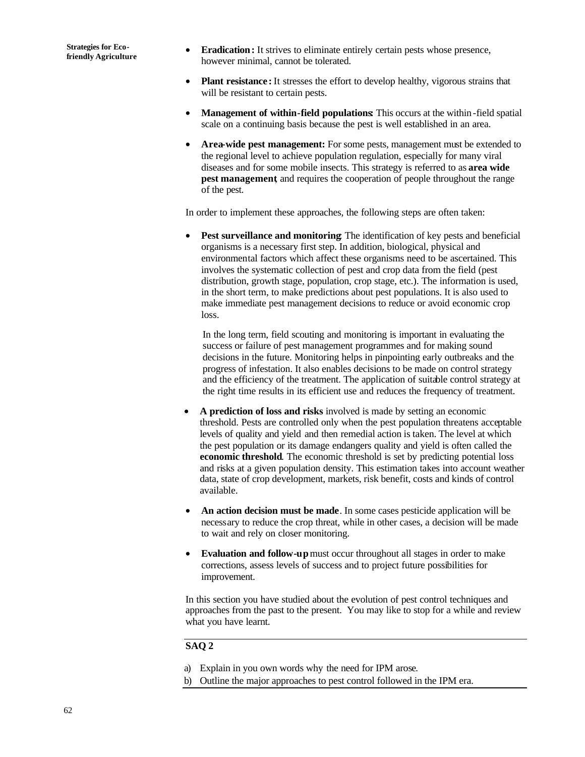- **Eradication:** It strives to eliminate entirely certain pests whose presence, however minimal, cannot be tolerated.
- **Plant resistance:** It stresses the effort to develop healthy, vigorous strains that will be resistant to certain pests.
- **Management of within-field populations:** This occurs at the within-field spatial scale on a continuing basis because the pest is well established in an area.
- **Area-wide pest management:** For some pests, management must be extended to the regional level to achieve population regulation, especially for many viral diseases and for some mobile insects. This strategy is referred to as **area wide pest management**, and requires the cooperation of people throughout the range of the pest.

In order to implement these approaches, the following steps are often taken:

- **Pest surveillance and monitoring:** The identification of key pests and beneficial organisms is a necessary first step. In addition, biological, physical and environmental factors which affect these organisms need to be ascertained. This involves the systematic collection of pest and crop data from the field (pest distribution, growth stage, population, crop stage, etc.). The information is used, in the short term, to make predictions about pest populations. It is also used to make immediate pest management decisions to reduce or avoid economic crop loss.

  In the long term, field scouting and monitoring is important in evaluating the success or failure of pest management programmes and for making sound decisions in the future. Monitoring helps in pinpointing early outbreaks and the progress of infestation. It also enables decisions to be made on control strategy and the efficiency of the treatment. The application of suitable control strategy at the right time results in its efficient use and reduces the frequency of treatment.

- **A prediction of loss and risks** involved is made by setting an economic threshold. Pests are controlled only when the pest population threatens acceptable levels of quality and yield and then remedial action is taken. The level at which the pest population or its damage endangers quality and yield is often called the **economic threshold**. The economic threshold is set by predicting potential loss and risks at a given population density. This estimation takes into account weather data, state of crop development, markets, risk benefit, costs and kinds of control available.
- **An action decision must be made**. In some cases pesticide application will be necessary to reduce the crop threat, while in other cases, a decision will be made to wait and rely on closer monitoring.
- **Evaluation and follow-up** must occur throughout all stages in order to make corrections, assess levels of success and to project future possibilities for improvement.

In this section you have studied about the evolution of pest control techniques and approaches from the past to the present. You may like to stop for a while and review what you have learnt.

**SAQ 2**

a) Explain in you own words why the need for IPM arose.

b) Outline the major approaches to pest control followed in the IPM era.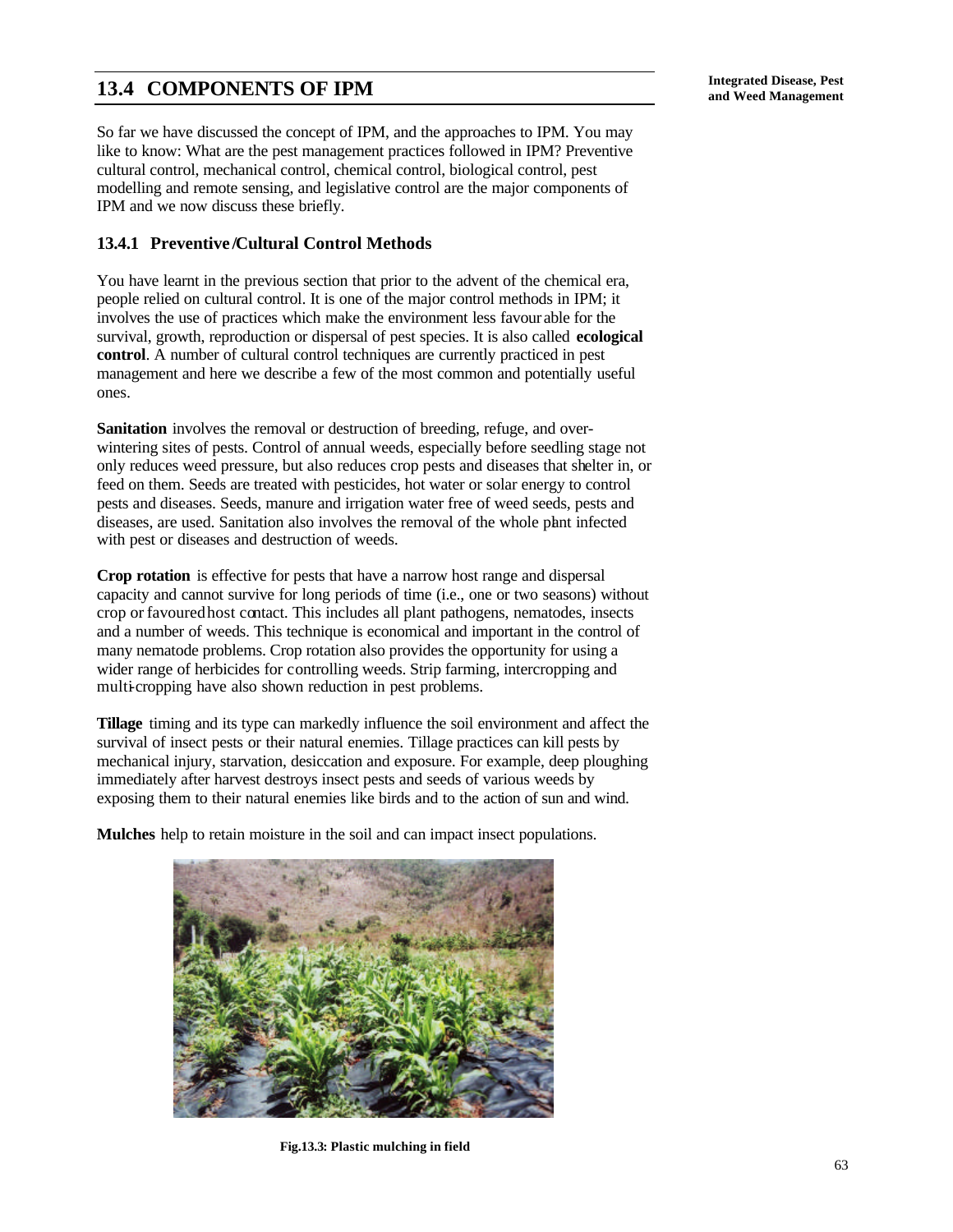## 13.4 COMPONENTS OF IPM

So far we have discussed the concept of IPM, and the approaches to IPM. You may like to know: What are the pest management practices followed in IPM? Preventive cultural control, mechanical control, chemical control, biological control, pest modelling and remote sensing, and legislative control are the major components of IPM and we now discuss these briefly.

### 13.4.1 Preventive/Cultural Control Methods

You have learnt in the previous section that prior to the advent of the chemical era, people relied on cultural control. It is one of the major control methods in IPM; it involves the use of practices which make the environment less favourable for the survival, growth, reproduction or dispersal of pest species. It is also called **ecological control**. A number of cultural control techniques are currently practiced in pest management and here we describe a few of the most common and potentially useful ones.

**Sanitation** involves the removal or destruction of breeding, refuge, and over-wintering sites of pests. Control of annual weeds, especially before seedling stage not only reduces weed pressure, but also reduces crop pests and diseases that shelter in, or feed on them. Seeds are treated with pesticides, hot water or solar energy to control pests and diseases. Seeds, manure and irrigation water free of weed seeds, pests and diseases, are used. Sanitation also involves the removal of the whole plant infected with pest or diseases and destruction of weeds.

**Crop rotation** is effective for pests that have a narrow host range and dispersal capacity and cannot survive for long periods of time (i.e., one or two seasons) without crop or favoured host contact. This includes all plant pathogens, nematodes, insects and a number of weeds. This technique is economical and important in the control of many nematode problems. Crop rotation also provides the opportunity for using a wider range of herbicides for controlling weeds. Strip farming, intercropping and multi-cropping have also shown reduction in pest problems.

**Tillage** timing and its type can markedly influence the soil environment and affect the survival of insect pests or their natural enemies. Tillage practices can kill pests by mechanical injury, starvation, desiccation and exposure. For example, deep ploughing immediately after harvest destroys insect pests and seeds of various weeds by exposing them to their natural enemies like birds and to the action of sun and wind.

**Mulches** help to retain moisture in the soil and can impact insect populations.

**Fig.13.3: Plastic mulching in field**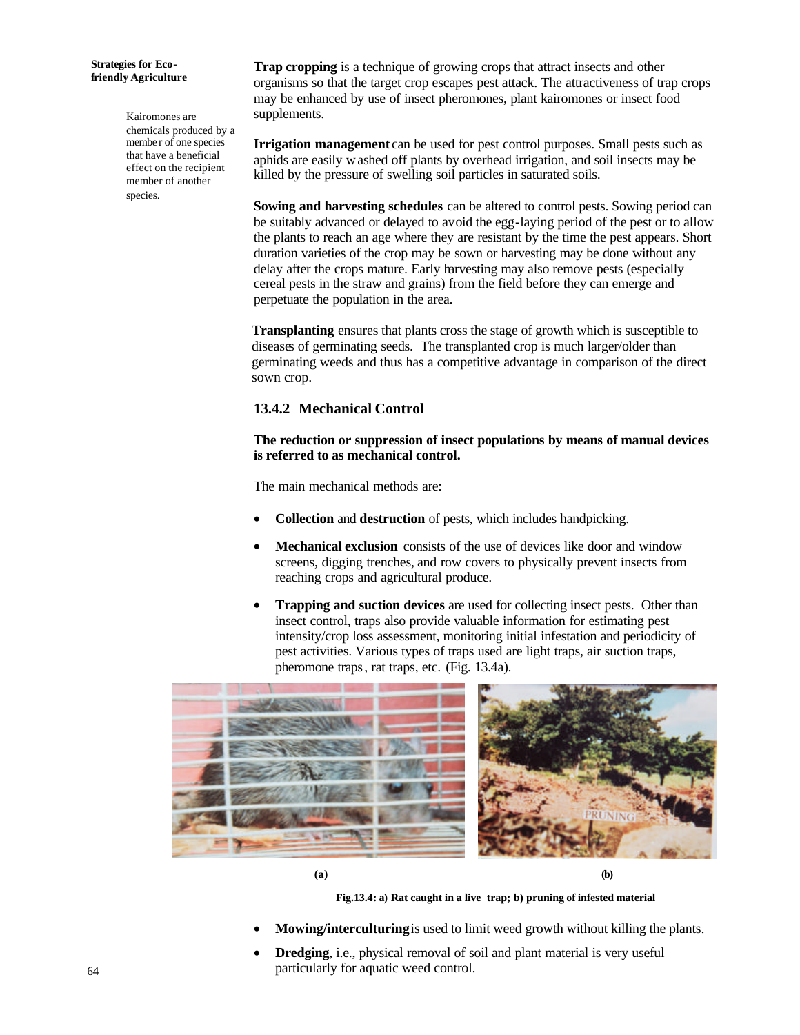Kairomones are chemicals produced by a member of one species that have a beneficial effect on the recipient member of another species.

**Trap cropping** is a technique of growing crops that attract insects and other organisms so that the target crop escapes pest attack. The attractiveness of trap crops may be enhanced by use of insect pheromones, plant kairomones or insect food supplements.

**Irrigation management** can be used for pest control purposes. Small pests such as aphids are easily washed off plants by overhead irrigation, and soil insects may be killed by the pressure of swelling soil particles in saturated soils.

**Sowing and harvesting schedules** can be altered to control pests. Sowing period can be suitably advanced or delayed to avoid the egg-laying period of the pest or to allow the plants to reach an age where they are resistant by the time the pest appears. Short duration varieties of the crop may be sown or harvesting may be done without any delay after the crops mature. Early harvesting may also remove pests (especially cereal pests in the straw and grains) from the field before they can emerge and perpetuate the population in the area.

**Transplanting** ensures that plants cross the stage of growth which is susceptible to diseases of germinating seeds. The transplanted crop is much larger/older than germinating weeds and thus has a competitive advantage in comparison of the direct sown crop.

### 13.4.2 Mechanical Control

**The reduction or suppression of insect populations by means of manual devices is referred to as mechanical control.**

The main mechanical methods are:

- **Collection** and **destruction** of pests, which includes handpicking.
- **Mechanical exclusion** consists of the use of devices like door and window screens, digging trenches, and row covers to physically prevent insects from reaching crops and agricultural produce.
- **Trapping and suction devices** are used for collecting insect pests. Other than insect control, traps also provide valuable information for estimating pest intensity/crop loss assessment, monitoring initial infestation and periodicity of pest activities. Various types of traps used are light traps, air suction traps, pheromone traps, rat traps, etc. (Fig. 13.4a).

(a) (b)

**Fig.13.4: a) Rat caught in a live trap; b) pruning of infested material**

- **Mowing/interculturing** is used to limit weed growth without killing the plants.
- **Dredging**, i.e., physical removal of soil and plant material is very useful particularly for aquatic weed control.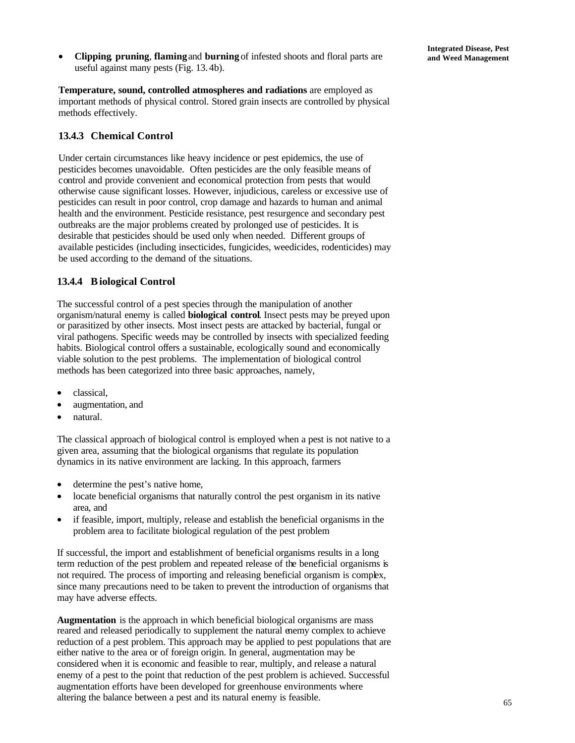- **Clipping**, **pruning**, **flaming** and **burning** of infested shoots and floral parts are useful against many pests (Fig. 13.4b).

**Temperature, sound, controlled atmospheres and radiations** are employed as important methods of physical control. Stored grain insects are controlled by physical methods effectively.

### 13.4.3 Chemical Control

Under certain circumstances like heavy incidence or pest epidemics, the use of pesticides becomes unavoidable. Often pesticides are the only feasible means of control and provide convenient and economical protection from pests that would otherwise cause significant losses. However, injudicious, careless or excessive use of pesticides can result in poor control, crop damage and hazards to human and animal health and the environment. Pesticide resistance, pest resurgence and secondary pest outbreaks are the major problems created by prolonged use of pesticides. It is desirable that pesticides should be used only when needed. Different groups of available pesticides (including insecticides, fungicides, weedicides, rodenticides) may be used according to the demand of the situations.

### 13.4.4 Biological Control

The successful control of a pest species through the manipulation of another organism/natural enemy is called **biological control**. Insect pests may be preyed upon or parasitized by other insects. Most insect pests are attacked by bacterial, fungal or viral pathogens. Specific weeds may be controlled by insects with specialized feeding habits. Biological control offers a sustainable, ecologically sound and economically viable solution to the pest problems. The implementation of biological control methods has been categorized into three basic approaches, namely,

- classical,
- augmentation, and
- natural.

The classical approach of biological control is employed when a pest is not native to a given area, assuming that the biological organisms that regulate its population dynamics in its native environment are lacking. In this approach, farmers

- determine the pest's native home,
- locate beneficial organisms that naturally control the pest organism in its native area, and
- if feasible, import, multiply, release and establish the beneficial organisms in the problem area to facilitate biological regulation of the pest problem

If successful, the import and establishment of beneficial organisms results in a long term reduction of the pest problem and repeated release of the beneficial organisms is not required. The process of importing and releasing beneficial organism is complex, since many precautions need to be taken to prevent the introduction of organisms that may have adverse effects.

**Augmentation** is the approach in which beneficial biological organisms are mass reared and released periodically to supplement the natural enemy complex to achieve reduction of a pest problem. This approach may be applied to pest populations that are either native to the area or of foreign origin. In general, augmentation may be considered when it is economic and feasible to rear, multiply, and release a natural enemy of a pest to the point that reduction of the pest problem is achieved. Successful augmentation efforts have been developed for greenhouse environments where altering the balance between a pest and its natural enemy is feasible.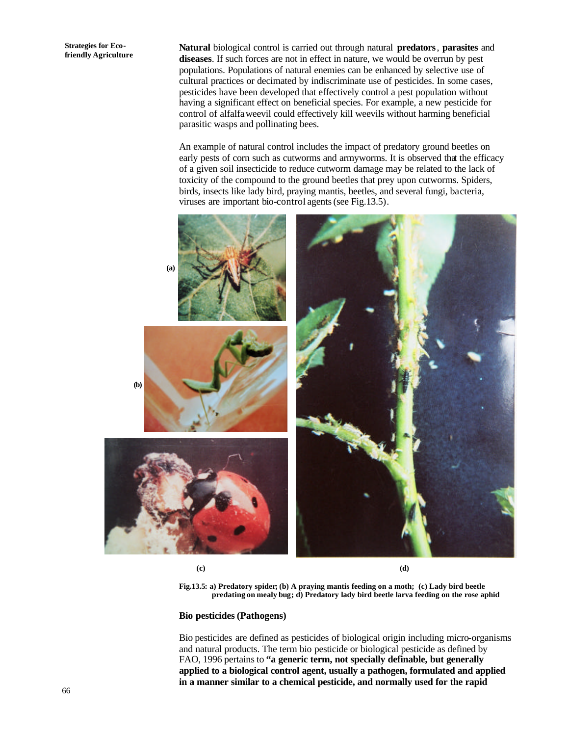**Natural** biological control is carried out through natural **predators**, **parasites** and **diseases**. If such forces are not in effect in nature, we would be overrun by pest populations. Populations of natural enemies can be enhanced by selective use of cultural practices or decimated by indiscriminate use of pesticides. In some cases, pesticides have been developed that effectively control a pest population without having a significant effect on beneficial species. For example, a new pesticide for control of alfalfa weevil could effectively kill weevils without harming beneficial parasitic wasps and pollinating bees.

An example of natural control includes the impact of predatory ground beetles on early pests of corn such as cutworms and armyworms. It is observed that the efficacy of a given soil insecticide to reduce cutworm damage may be related to the lack of toxicity of the compound to the ground beetles that prey upon cutworms. Spiders, birds, insects like lady bird, praying mantis, beetles, and several fungi, bacteria, viruses are important bio-control agents (see Fig.13.5).

**Fig.13.5: a) Predatory spider; (b) A praying mantis feeding on a moth; (c) Lady bird beetle predating on mealy bug; d) Predatory lady bird beetle larva feeding on the rose aphid**

### Bio pesticides (Pathogens)

Bio pesticides are defined as pesticides of biological origin including micro-organisms and natural products. The term bio pesticide or biological pesticide as defined by FAO, 1996 pertains to **"a generic term, not specially definable, but generally applied to a biological control agent, usually a pathogen, formulated and applied in a manner similar to a chemical pesticide, and normally used for the rapid**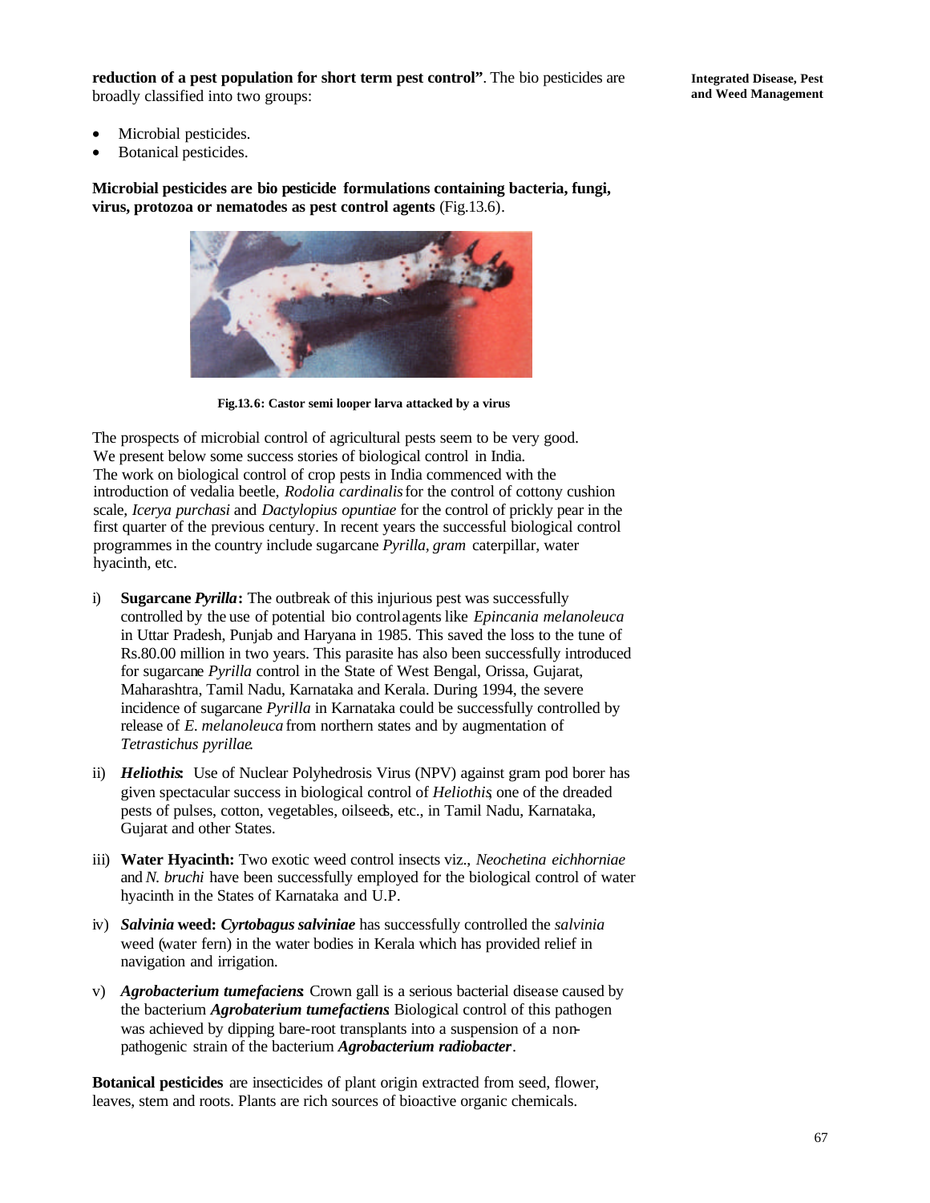**reduction of a pest population for short term pest control"**. The bio pesticides are broadly classified into two groups:

- Microbial pesticides.
- Botanical pesticides.

**Microbial pesticides are bio pesticide formulations containing bacteria, fungi, virus, protozoa or nematodes as pest control agents** (Fig.13.6).

**Fig.13.6: Castor semi looper larva attacked by a virus**

The prospects of microbial control of agricultural pests seem to be very good. We present below some success stories of biological control in India. The work on biological control of crop pests in India commenced with the introduction of vedalia beetle, *Rodolia cardinalis* for the control of cottony cushion scale, *Icerya purchasi* and *Dactylopius opuntiae* for the control of prickly pear in the first quarter of the previous century. In recent years the successful biological control programmes in the country include sugarcane *Pyrilla, gram* caterpillar, water hyacinth, etc.

i) **Sugarcane *Pyrilla*:** The outbreak of this injurious pest was successfully controlled by the use of potential bio control agents like *Epincania melanoleuca* in Uttar Pradesh, Punjab and Haryana in 1985. This saved the loss to the tune of Rs.80.00 million in two years. This parasite has also been successfully introduced for sugarcane *Pyrilla* control in the State of West Bengal, Orissa, Gujarat, Maharashtra, Tamil Nadu, Karnataka and Kerala. During 1994, the severe incidence of sugarcane *Pyrilla* in Karnataka could be successfully controlled by release of *E. melanoleuca* from northern states and by augmentation of *Tetrastichus pyrillae*.

ii) ***Heliothis*:** Use of Nuclear Polyhedrosis Virus (NPV) against gram pod borer has given spectacular success in biological control of *Heliothis*, one of the dreaded pests of pulses, cotton, vegetables, oilseeds, etc., in Tamil Nadu, Karnataka, Gujarat and other States.

iii) **Water Hyacinth:** Two exotic weed control insects viz., *Neochetina eichhorniae* and *N. bruchi* have been successfully employed for the biological control of water hyacinth in the States of Karnataka and U.P.

iv) ***Salvinia* weed: *Cyrtobagus salviniae*** has successfully controlled the *salvinia* weed (water fern) in the water bodies in Kerala which has provided relief in navigation and irrigation.

v) ***Agrobacterium tumefaciens*:** Crown gall is a serious bacterial disease caused by the bacterium ***Agrobaterium tumefactiens***. Biological control of this pathogen was achieved by dipping bare-root transplants into a suspension of a non-pathogenic strain of the bacterium ***Agrobacterium radiobacter***.

**Botanical pesticides** are insecticides of plant origin extracted from seed, flower, leaves, stem and roots. Plants are rich sources of bioactive organic chemicals.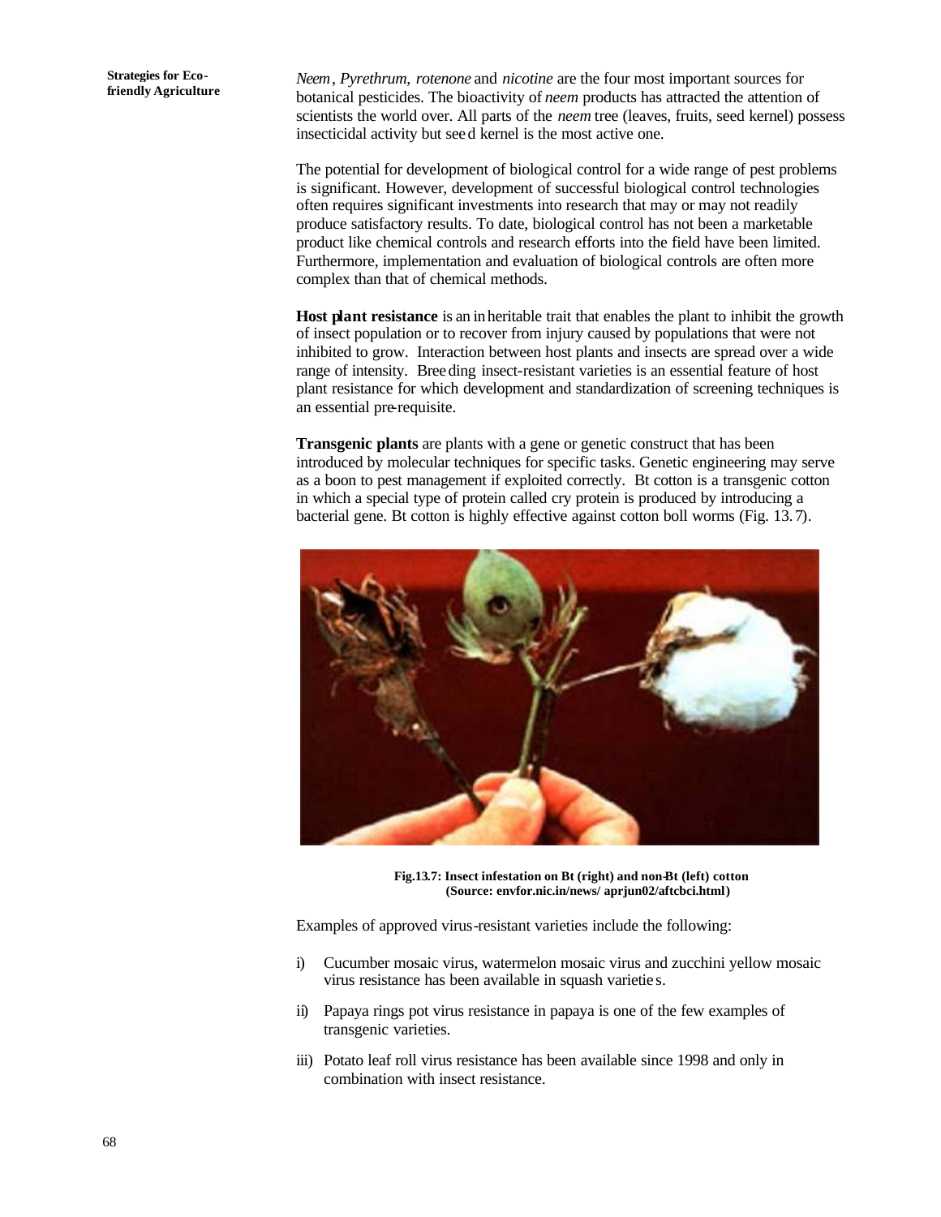*Neem*, *Pyrethrum*, *rotenone* and *nicotine* are the four most important sources for botanical pesticides. The bioactivity of *neem* products has attracted the attention of scientists the world over. All parts of the *neem* tree (leaves, fruits, seed kernel) possess insecticidal activity but seed kernel is the most active one.

The potential for development of biological control for a wide range of pest problems is significant. However, development of successful biological control technologies often requires significant investments into research that may or may not readily produce satisfactory results. To date, biological control has not been a marketable product like chemical controls and research efforts into the field have been limited. Furthermore, implementation and evaluation of biological controls are often more complex than that of chemical methods.

**Host plant resistance** is an inheritable trait that enables the plant to inhibit the growth of insect population or to recover from injury caused by populations that were not inhibited to grow. Interaction between host plants and insects are spread over a wide range of intensity. Breeding insect-resistant varieties is an essential feature of host plant resistance for which development and standardization of screening techniques is an essential pre-requisite.

**Transgenic plants** are plants with a gene or genetic construct that has been introduced by molecular techniques for specific tasks. Genetic engineering may serve as a boon to pest management if exploited correctly. Bt cotton is a transgenic cotton in which a special type of protein called cry protein is produced by introducing a bacterial gene. Bt cotton is highly effective against cotton boll worms (Fig. 13.7).

**Fig.13.7: Insect infestation on Bt (right) and non-Bt (left) cotton (Source: envfor.nic.in/news/ aprjun02/aftcbci.html)**

Examples of approved virus-resistant varieties include the following:

i) Cucumber mosaic virus, watermelon mosaic virus and zucchini yellow mosaic virus resistance has been available in squash varieties.

ii) Papaya rings pot virus resistance in papaya is one of the few examples of transgenic varieties.

iii) Potato leaf roll virus resistance has been available since 1998 and only in combination with insect resistance.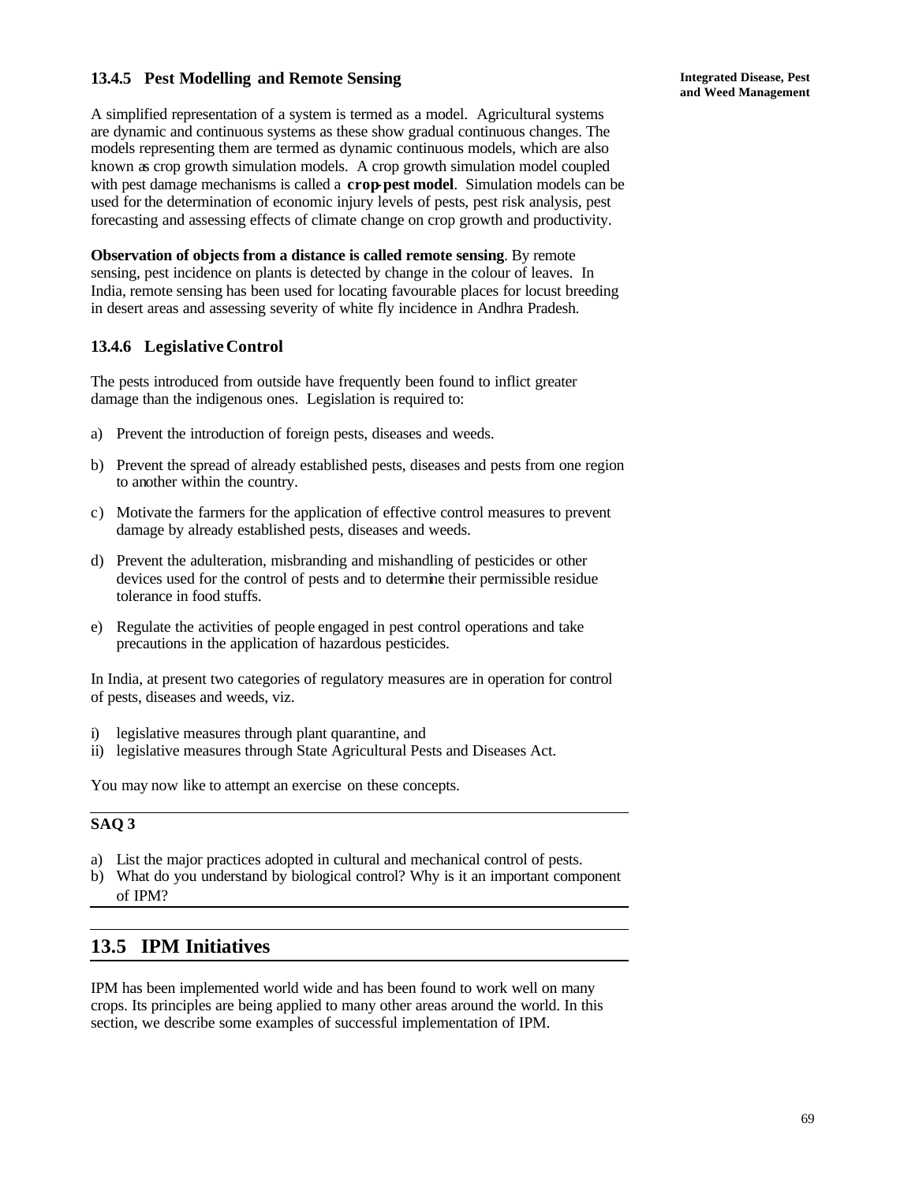### 13.4.5 Pest Modelling and Remote Sensing

A simplified representation of a system is termed as a model. Agricultural systems are dynamic and continuous systems as these show gradual continuous changes. The models representing them are termed as dynamic continuous models, which are also known as crop growth simulation models. A crop growth simulation model coupled with pest damage mechanisms is called a **crop-pest model**. Simulation models can be used for the determination of economic injury levels of pests, pest risk analysis, pest forecasting and assessing effects of climate change on crop growth and productivity.

**Observation of objects from a distance is called remote sensing**. By remote sensing, pest incidence on plants is detected by change in the colour of leaves. In India, remote sensing has been used for locating favourable places for locust breeding in desert areas and assessing severity of white fly incidence in Andhra Pradesh.

### 13.4.6 Legislative Control

The pests introduced from outside have frequently been found to inflict greater damage than the indigenous ones. Legislation is required to:

a) Prevent the introduction of foreign pests, diseases and weeds.

b) Prevent the spread of already established pests, diseases and pests from one region to another within the country.

c) Motivate the farmers for the application of effective control measures to prevent damage by already established pests, diseases and weeds.

d) Prevent the adulteration, misbranding and mishandling of pesticides or other devices used for the control of pests and to determine their permissible residue tolerance in food stuffs.

e) Regulate the activities of people engaged in pest control operations and take precautions in the application of hazardous pesticides.

In India, at present two categories of regulatory measures are in operation for control of pests, diseases and weeds, viz.

i) legislative measures through plant quarantine, and
ii) legislative measures through State Agricultural Pests and Diseases Act.

You may now like to attempt an exercise on these concepts.

---

**SAQ 3**

a) List the major practices adopted in cultural and mechanical control of pests.
b) What do you understand by biological control? Why is it an important component of IPM?

---

## 13.5 IPM Initiatives

IPM has been implemented world wide and has been found to work well on many crops. Its principles are being applied to many other areas around the world. In this section, we describe some examples of successful implementation of IPM.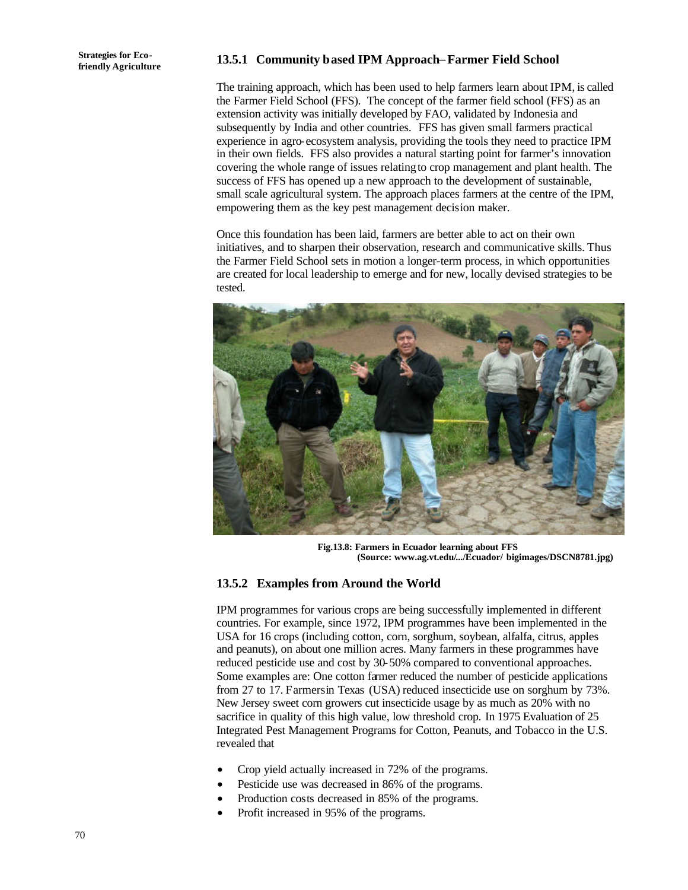### 13.5.1 Community based IPM Approach– Farmer Field School

The training approach, which has been used to help farmers learn about IPM, is called the Farmer Field School (FFS). The concept of the farmer field school (FFS) as an extension activity was initially developed by FAO, validated by Indonesia and subsequently by India and other countries. FFS has given small farmers practical experience in agro-ecosystem analysis, providing the tools they need to practice IPM in their own fields. FFS also provides a natural starting point for farmer's innovation covering the whole range of issues relating to crop management and plant health. The success of FFS has opened up a new approach to the development of sustainable, small scale agricultural system. The approach places farmers at the centre of the IPM, empowering them as the key pest management decision maker.

Once this foundation has been laid, farmers are better able to act on their own initiatives, and to sharpen their observation, research and communicative skills. Thus the Farmer Field School sets in motion a longer-term process, in which opportunities are created for local leadership to emerge and for new, locally devised strategies to be tested.

**Fig.13.8: Farmers in Ecuador learning about FFS (Source: www.ag.vt.edu/.../Ecuador/ bigimages/DSCN8781.jpg)**

### 13.5.2 Examples from Around the World

IPM programmes for various crops are being successfully implemented in different countries. For example, since 1972, IPM programmes have been implemented in the USA for 16 crops (including cotton, corn, sorghum, soybean, alfalfa, citrus, apples and peanuts), on about one million acres. Many farmers in these programmes have reduced pesticide use and cost by 30-50% compared to conventional approaches. Some examples are: One cotton farmer reduced the number of pesticide applications from 27 to 17. Farmers in Texas (USA) reduced insecticide use on sorghum by 73%. New Jersey sweet corn growers cut insecticide usage by as much as 20% with no sacrifice in quality of this high value, low threshold crop. In 1975 Evaluation of 25 Integrated Pest Management Programs for Cotton, Peanuts, and Tobacco in the U.S. revealed that

- Crop yield actually increased in 72% of the programs.
- Pesticide use was decreased in 86% of the programs.
- Production costs decreased in 85% of the programs.
- Profit increased in 95% of the programs.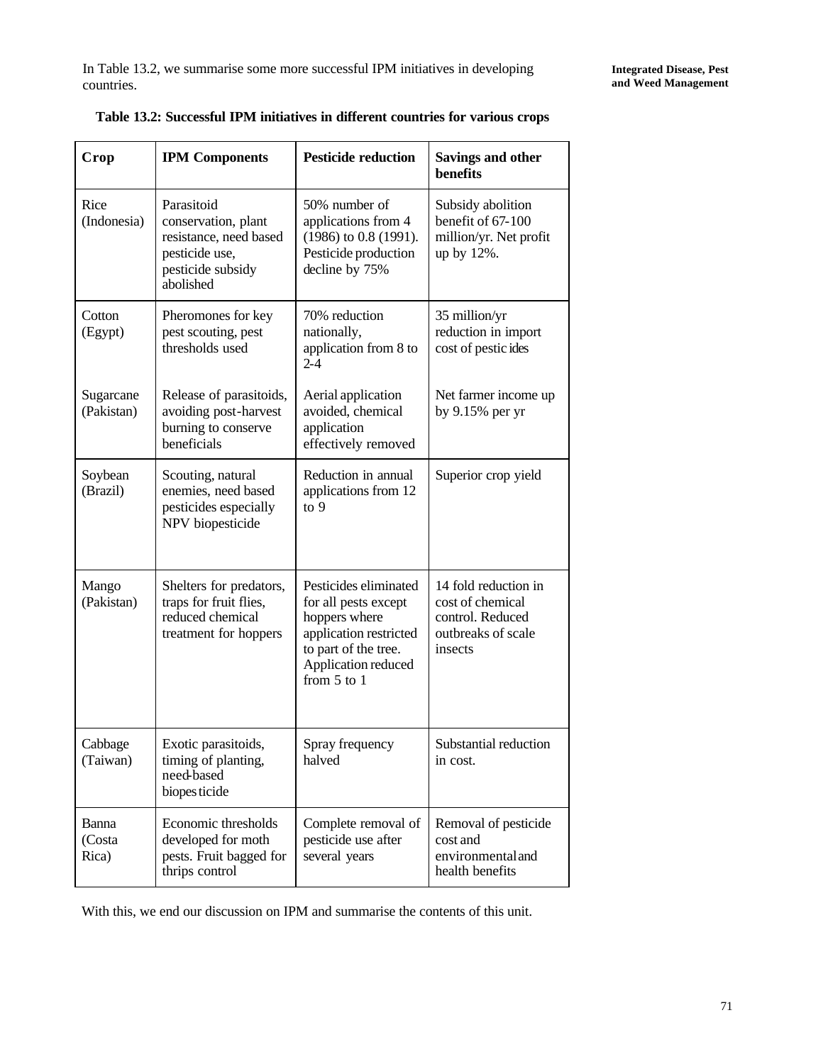In Table 13.2, we summarise some more successful IPM initiatives in developing countries.

**Table 13.2: Successful IPM initiatives in different countries for various crops**

| Crop | IPM Components | Pesticide reduction | Savings and other benefits |
|---|---|---|---|
| Rice (Indonesia) | Parasitoid conservation, plant resistance, need based pesticide use, pesticide subsidy abolished | 50% number of applications from 4 (1986) to 0.8 (1991). Pesticide production decline by 75% | Subsidy abolition benefit of 67-100 million/yr. Net profit up by 12%. |
| Cotton (Egypt) | Pheromones for key pest scouting, pest thresholds used | 70% reduction nationally, application from 8 to 2-4 | 35 million/yr reduction in import cost of pesticides |
| Sugarcane (Pakistan) | Release of parasitoids, avoiding post-harvest burning to conserve beneficials | Aerial application avoided, chemical application effectively removed | Net farmer income up by 9.15% per yr |
| Soybean (Brazil) | Scouting, natural enemies, need based pesticides especially NPV biopesticide | Reduction in annual applications from 12 to 9 | Superior crop yield |
| Mango (Pakistan) | Shelters for predators, traps for fruit flies, reduced chemical treatment for hoppers | Pesticides eliminated for all pests except hoppers where application restricted to part of the tree. Application reduced from 5 to 1 | 14 fold reduction in cost of chemical control. Reduced outbreaks of scale insects |
| Cabbage (Taiwan) | Exotic parasitoids, timing of planting, need-based biopesticide | Spray frequency halved | Substantial reduction in cost. |
| Banna (Costa Rica) | Economic thresholds developed for moth pests. Fruit bagged for thrips control | Complete removal of pesticide use after several years | Removal of pesticide cost and environmental and health benefits |

With this, we end our discussion on IPM and summarise the contents of this unit.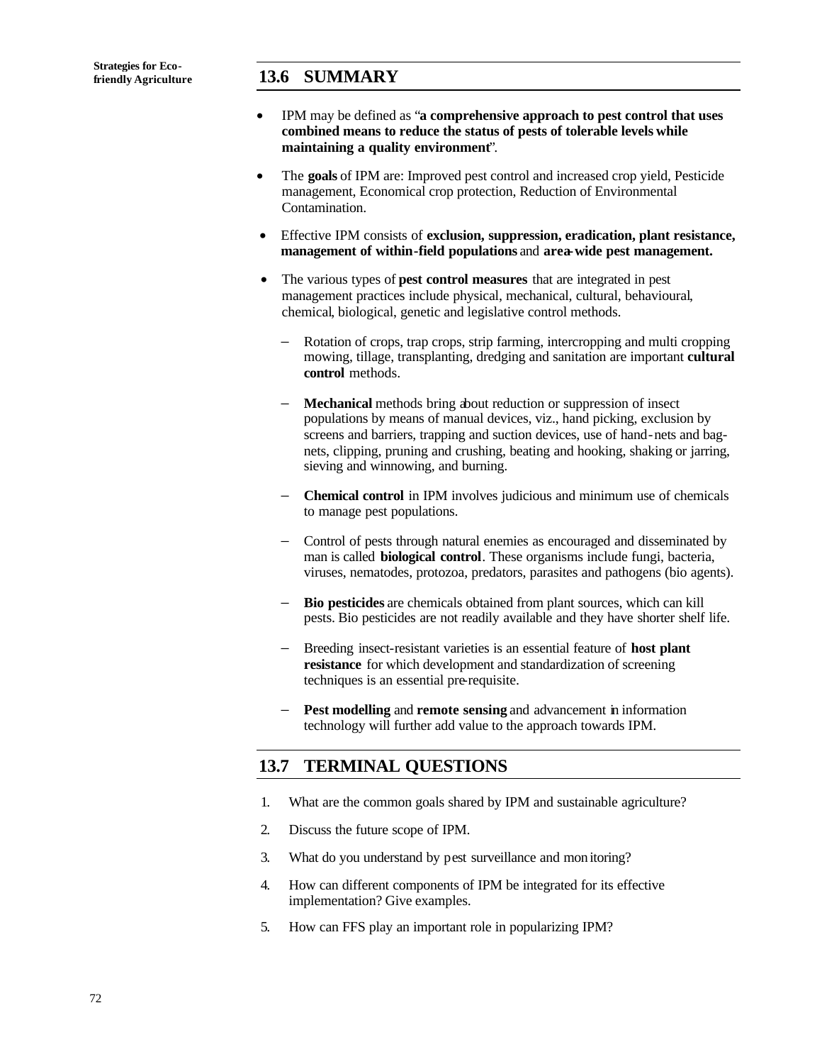## 13.6 SUMMARY

- IPM may be defined as "**a comprehensive approach to pest control that uses combined means to reduce the status of pests of tolerable levels while maintaining a quality environment**".
- The **goals** of IPM are: Improved pest control and increased crop yield, Pesticide management, Economical crop protection, Reduction of Environmental Contamination.
- Effective IPM consists of **exclusion, suppression, eradication, plant resistance, management of within-field populations** and **area-wide pest management.**
- The various types of **pest control measures** that are integrated in pest management practices include physical, mechanical, cultural, behavioural, chemical, biological, genetic and legislative control methods.
  - Rotation of crops, trap crops, strip farming, intercropping and multi cropping mowing, tillage, transplanting, dredging and sanitation are important **cultural control** methods.
  - **Mechanical** methods bring about reduction or suppression of insect populations by means of manual devices, viz., hand picking, exclusion by screens and barriers, trapping and suction devices, use of hand-nets and bag-nets, clipping, pruning and crushing, beating and hooking, shaking or jarring, sieving and winnowing, and burning.
  - **Chemical control** in IPM involves judicious and minimum use of chemicals to manage pest populations.
  - Control of pests through natural enemies as encouraged and disseminated by man is called **biological control**. These organisms include fungi, bacteria, viruses, nematodes, protozoa, predators, parasites and pathogens (bio agents).
  - **Bio pesticides** are chemicals obtained from plant sources, which can kill pests. Bio pesticides are not readily available and they have shorter shelf life.
  - Breeding insect-resistant varieties is an essential feature of **host plant resistance** for which development and standardization of screening techniques is an essential pre-requisite.
  - **Pest modelling** and **remote sensing** and advancement in information technology will further add value to the approach towards IPM.

## 13.7 TERMINAL QUESTIONS

1. What are the common goals shared by IPM and sustainable agriculture?
2. Discuss the future scope of IPM.
3. What do you understand by pest surveillance and monitoring?
4. How can different components of IPM be integrated for its effective implementation? Give examples.
5. How can FFS play an important role in popularizing IPM?